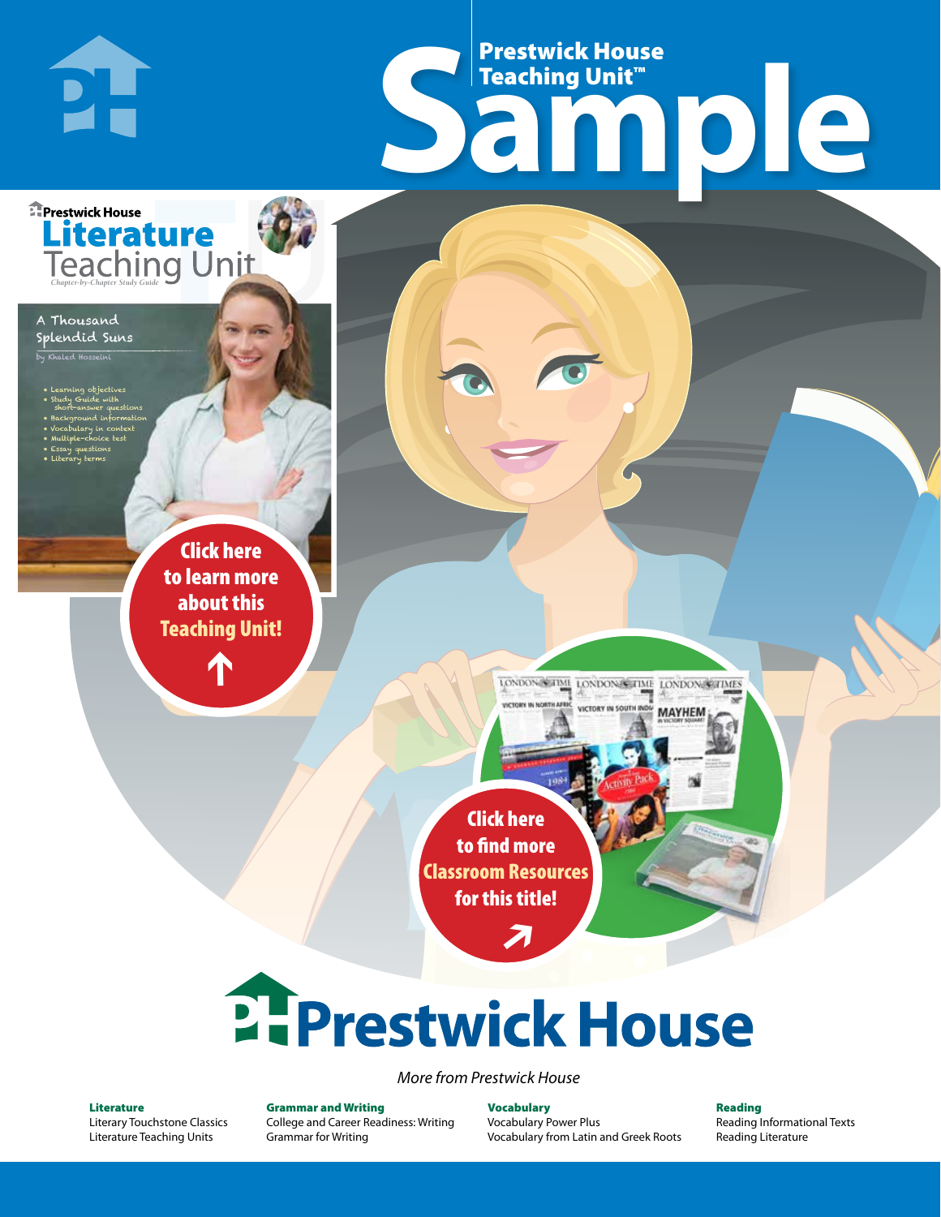# Prestwick House Teaching Unit™ Sample

Prestwick House

## Literature Teaching Unit

*Chapter-by-Chapter Study Guide*

A Thousand Splendid Suns

by Khaled Hosseini

- Learning objectives
- Study Guide with short-answer questions
- Background information
- Vocabulary in context
- Multiple-choice test
- Essay questions
- Literary terms

Click here to learn more about this Teaching Unit!

Click here to find more Classroom Resources for this title!

# Prestwick House

*More from Prestwick House*

**Literature**
Literary Touchstone Classics
Literature Teaching Units

**Grammar and Writing**
College and Career Readiness: Writing
Grammar for Writing

**Vocabulary**
Vocabulary Power Plus
Vocabulary from Latin and Greek Roots

**Reading**
Reading Informational Texts
Reading Literature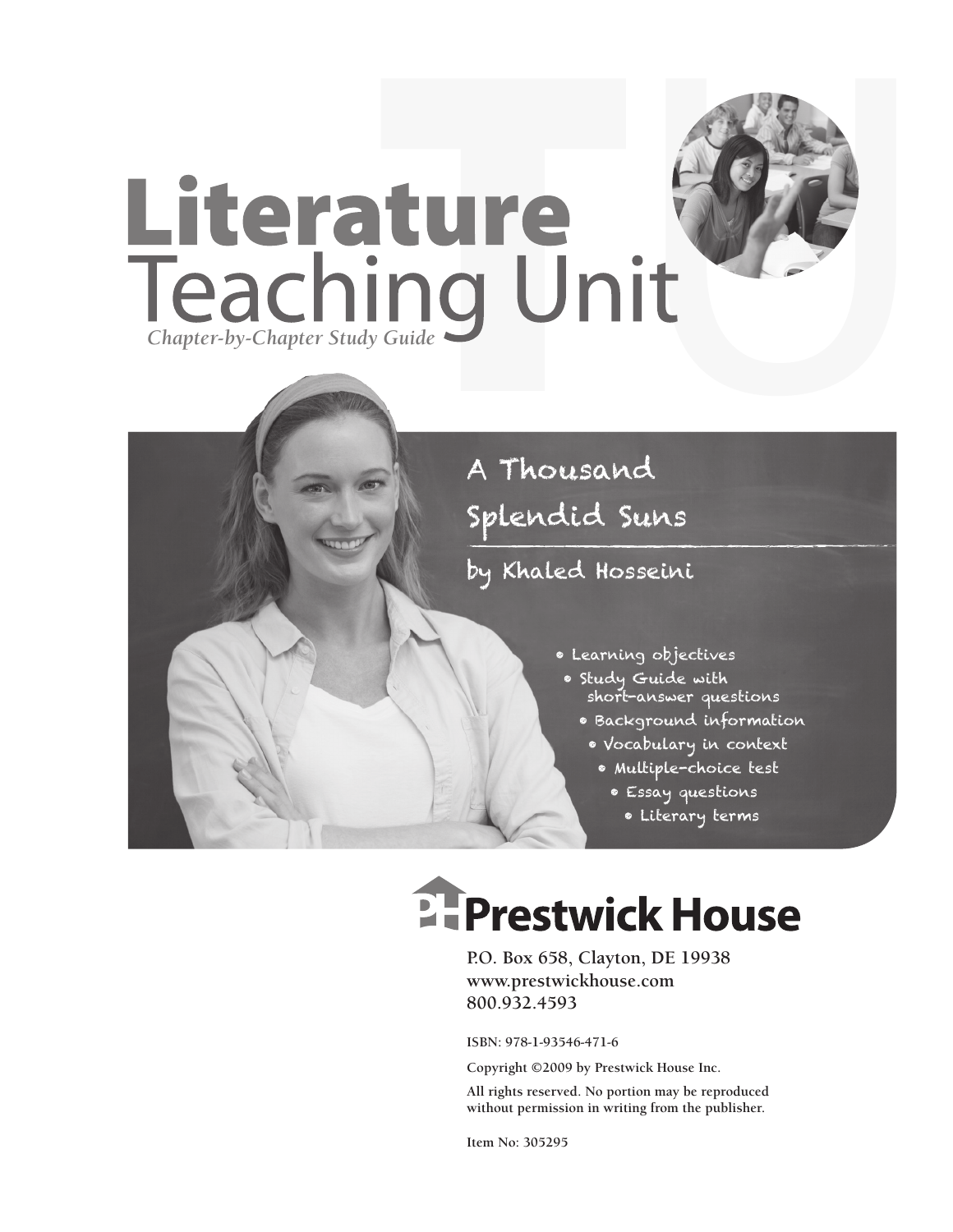# Literature Teaching Unit

*Chapter-by-Chapter Study Guide*

## A Thousand Splendid Suns

### by Khaled Hosseini

- Learning objectives
- Study Guide with short-answer questions
- Background information
- Vocabulary in context
- Multiple-choice test
- Essay questions
- Literary terms

**Prestwick House**

P.O. Box 658, Clayton, DE 19938
www.prestwickhouse.com
800.932.4593

ISBN: 978-1-93546-471-6

Copyright ©2009 by Prestwick House Inc.

All rights reserved. No portion may be reproduced without permission in writing from the publisher.

Item No: 305295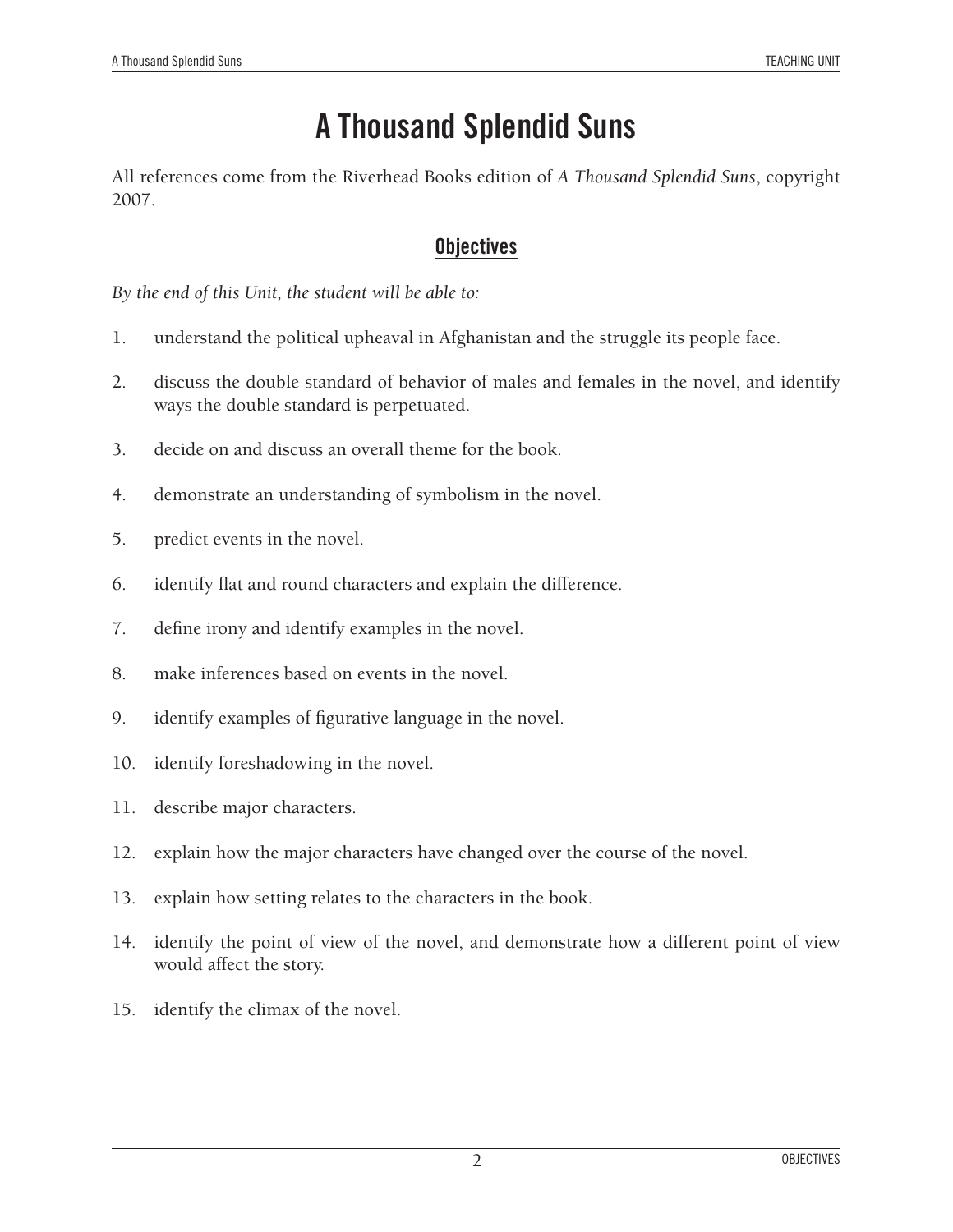# A Thousand Splendid Suns

All references come from the Riverhead Books edition of *A Thousand Splendid Suns*, copyright 2007.

## Objectives

*By the end of this Unit, the student will be able to:*

1. understand the political upheaval in Afghanistan and the struggle its people face.
2. discuss the double standard of behavior of males and females in the novel, and identify ways the double standard is perpetuated.
3. decide on and discuss an overall theme for the book.
4. demonstrate an understanding of symbolism in the novel.
5. predict events in the novel.
6. identify flat and round characters and explain the difference.
7. define irony and identify examples in the novel.
8. make inferences based on events in the novel.
9. identify examples of figurative language in the novel.
10. identify foreshadowing in the novel.
11. describe major characters.
12. explain how the major characters have changed over the course of the novel.
13. explain how setting relates to the characters in the book.
14. identify the point of view of the novel, and demonstrate how a different point of view would affect the story.
15. identify the climax of the novel.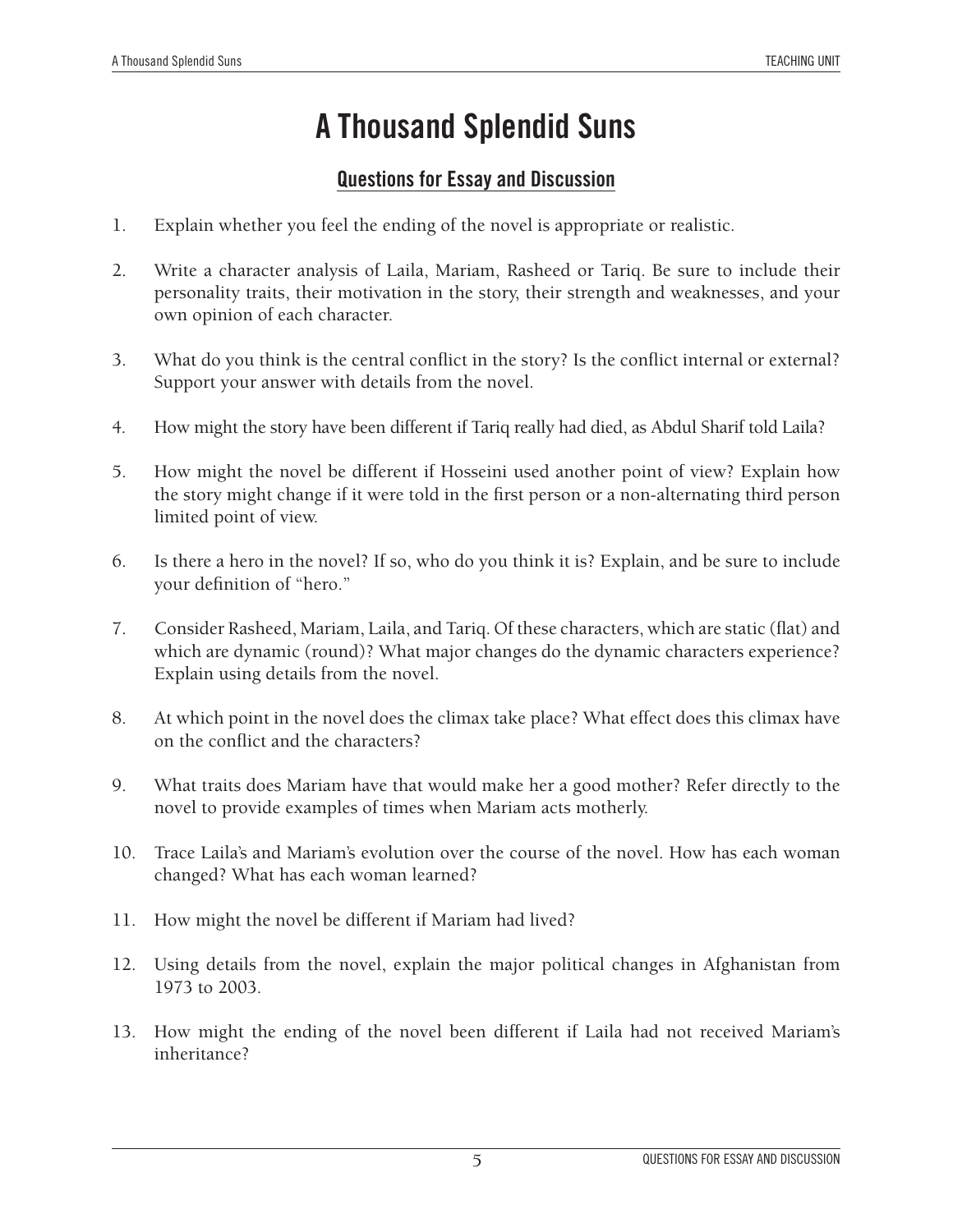# A Thousand Splendid Suns

## Questions for Essay and Discussion

1. Explain whether you feel the ending of the novel is appropriate or realistic.

2. Write a character analysis of Laila, Mariam, Rasheed or Tariq. Be sure to include their personality traits, their motivation in the story, their strength and weaknesses, and your own opinion of each character.

3. What do you think is the central conflict in the story? Is the conflict internal or external? Support your answer with details from the novel.

4. How might the story have been different if Tariq really had died, as Abdul Sharif told Laila?

5. How might the novel be different if Hosseini used another point of view? Explain how the story might change if it were told in the first person or a non-alternating third person limited point of view.

6. Is there a hero in the novel? If so, who do you think it is? Explain, and be sure to include your definition of "hero."

7. Consider Rasheed, Mariam, Laila, and Tariq. Of these characters, which are static (flat) and which are dynamic (round)? What major changes do the dynamic characters experience? Explain using details from the novel.

8. At which point in the novel does the climax take place? What effect does this climax have on the conflict and the characters?

9. What traits does Mariam have that would make her a good mother? Refer directly to the novel to provide examples of times when Mariam acts motherly.

10. Trace Laila's and Mariam's evolution over the course of the novel. How has each woman changed? What has each woman learned?

11. How might the novel be different if Mariam had lived?

12. Using details from the novel, explain the major political changes in Afghanistan from 1973 to 2003.

13. How might the ending of the novel been different if Laila had not received Mariam's inheritance?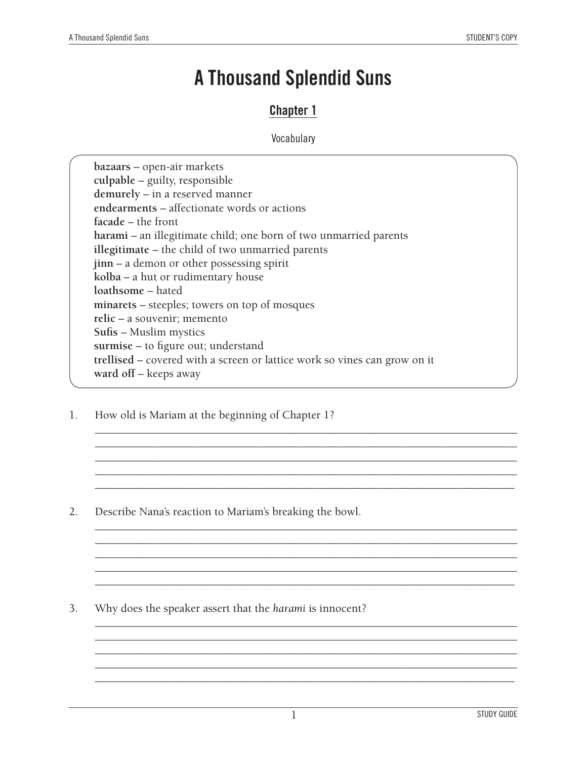# A Thousand Splendid Suns

## Chapter 1

Vocabulary

**bazaars** – open-air markets
**culpable** – guilty, responsible
**demurely** – in a reserved manner
**endearments** – affectionate words or actions
**facade** – the front
**harami** – an illegitimate child; one born of two unmarried parents
**illegitimate** – the child of two unmarried parents
**jinn** – a demon or other possessing spirit
**kolba** – a hut or rudimentary house
**loathsome** – hated
**minarets** – steeples; towers on top of mosques
**relic** – a souvenir; memento
**Sufis** – Muslim mystics
**surmise** – to figure out; understand
**trellised** – covered with a screen or lattice work so vines can grow on it
**ward off** – keeps away

1. How old is Mariam at the beginning of Chapter 1?

_____________________________________________________________________________
_____________________________________________________________________________
_____________________________________________________________________________
_____________________________________________________________________________
_____________________________________________________________________________

2. Describe Nana's reaction to Mariam's breaking the bowl.

_____________________________________________________________________________
_____________________________________________________________________________
_____________________________________________________________________________
_____________________________________________________________________________
_____________________________________________________________________________

3. Why does the speaker assert that the *harami* is innocent?

_____________________________________________________________________________
_____________________________________________________________________________
_____________________________________________________________________________
_____________________________________________________________________________
_____________________________________________________________________________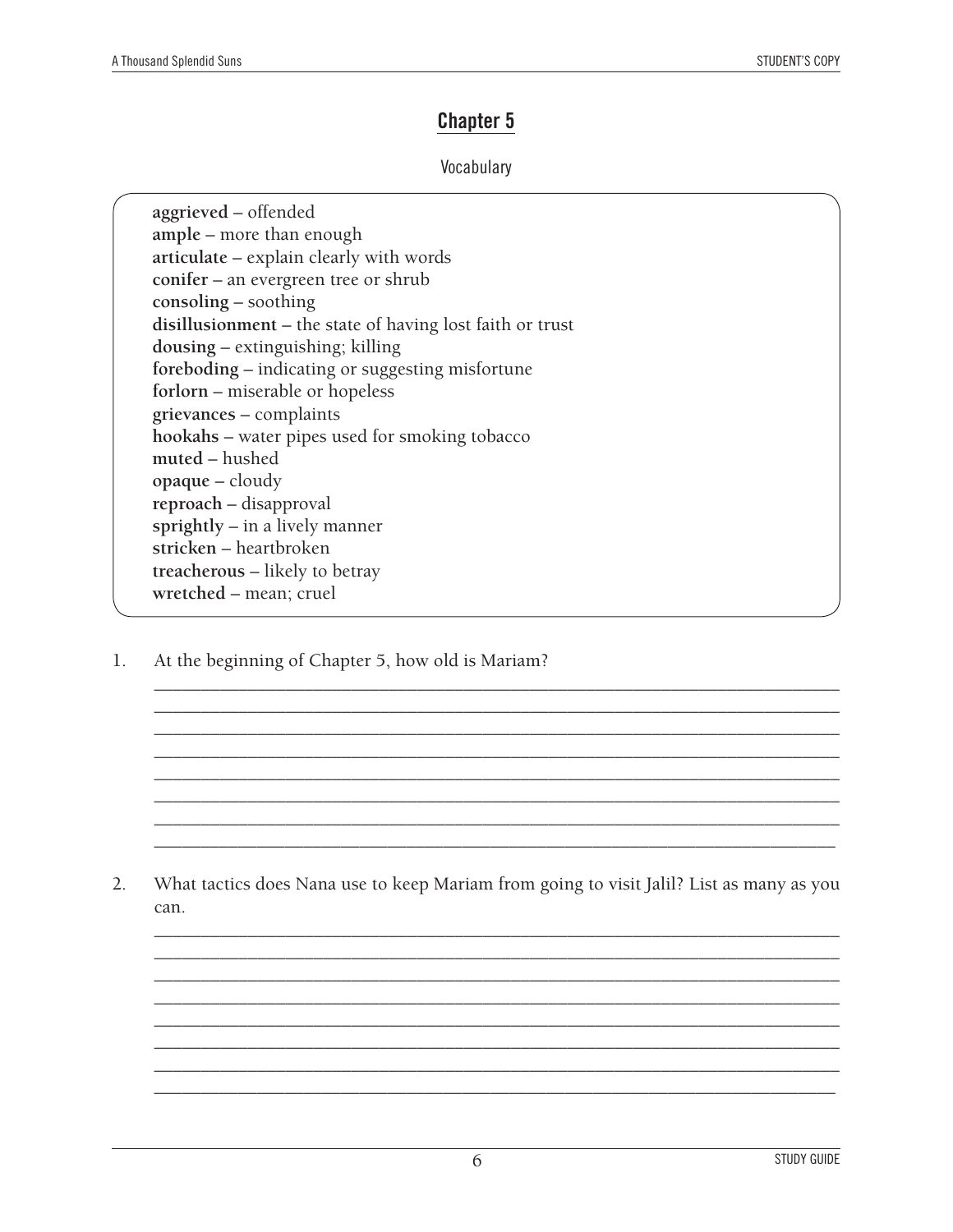## Chapter 5

Vocabulary

**aggrieved** – offended
**ample** – more than enough
**articulate** – explain clearly with words
**conifer** – an evergreen tree or shrub
**consoling** – soothing
**disillusionment** – the state of having lost faith or trust
**dousing** – extinguishing; killing
**foreboding** – indicating or suggesting misfortune
**forlorn** – miserable or hopeless
**grievances** – complaints
**hookahs** – water pipes used for smoking tobacco
**muted** – hushed
**opaque** – cloudy
**reproach** – disapproval
**sprightly** – in a lively manner
**stricken** – heartbroken
**treacherous** – likely to betray
**wretched** – mean; cruel

1. At the beginning of Chapter 5, how old is Mariam?

2. What tactics does Nana use to keep Mariam from going to visit Jalil? List as many as you can.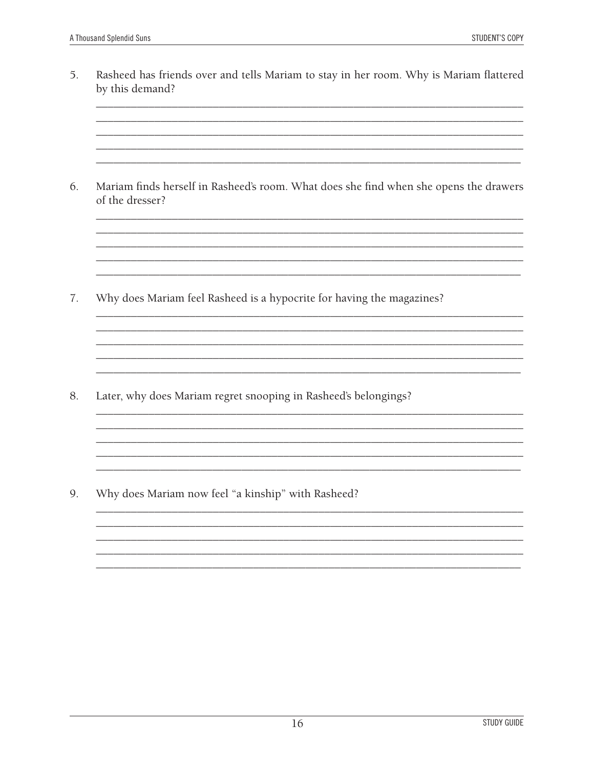5. Rasheed has friends over and tells Mariam to stay in her room. Why is Mariam flattered by this demand?

6. Mariam finds herself in Rasheed's room. What does she find when she opens the drawers of the dresser?

7. Why does Mariam feel Rasheed is a hypocrite for having the magazines?

8. Later, why does Mariam regret snooping in Rasheed's belongings?

9. Why does Mariam now feel "a kinship" with Rasheed?